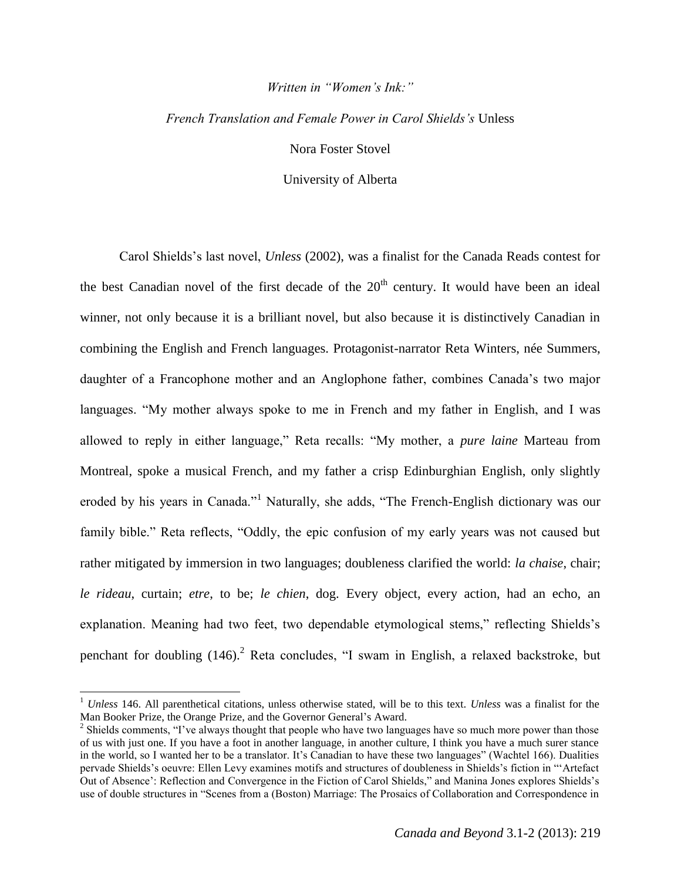*Written in "Women's Ink:"*

*French Translation and Female Power in Carol Shields's* Unless

Nora Foster Stovel

University of Alberta

Carol Shields's last novel, *Unless* (2002), was a finalist for the Canada Reads contest for the best Canadian novel of the first decade of the 20th century. It would have been an ideal winner, not only because it is a brilliant novel, but also because it is distinctively Canadian in combining the English and French languages. Protagonist-narrator Reta Winters, née Summers, daughter of a Francophone mother and an Anglophone father, combines Canada's two major languages. "My mother always spoke to me in French and my father in English, and I was allowed to reply in either language," Reta recalls: "My mother, a *pure laine* Marteau from Montreal, spoke a musical French, and my father a crisp Edinburghian English, only slightly eroded by his years in Canada."[1] Naturally, she adds, "The French-English dictionary was our family bible." Reta reflects, "Oddly, the epic confusion of my early years was not caused but rather mitigated by immersion in two languages; doubleness clarified the world: *la chaise*, chair; *le rideau*, curtain; *etre*, to be; *le chien*, dog. Every object, every action, had an echo, an explanation. Meaning had two feet, two dependable etymological stems," reflecting Shields's penchant for doubling (146).[2] Reta concludes, "I swam in English, a relaxed backstroke, but

---

[1] *Unless* 146. All parenthetical citations, unless otherwise stated, will be to this text. *Unless* was a finalist for the Man Booker Prize, the Orange Prize, and the Governor General's Award.

[2] Shields comments, "I've always thought that people who have two languages have so much more power than those of us with just one. If you have a foot in another language, in another culture, I think you have a much surer stance in the world, so I wanted her to be a translator. It's Canadian to have these two languages" (Wachtel 166). Dualities pervade Shields's oeuvre: Ellen Levy examines motifs and structures of doubleness in Shields's fiction in "'Artefact Out of Absence': Reflection and Convergence in the Fiction of Carol Shields," and Manina Jones explores Shields's use of double structures in "Scenes from a (Boston) Marriage: The Prosaics of Collaboration and Correspondence in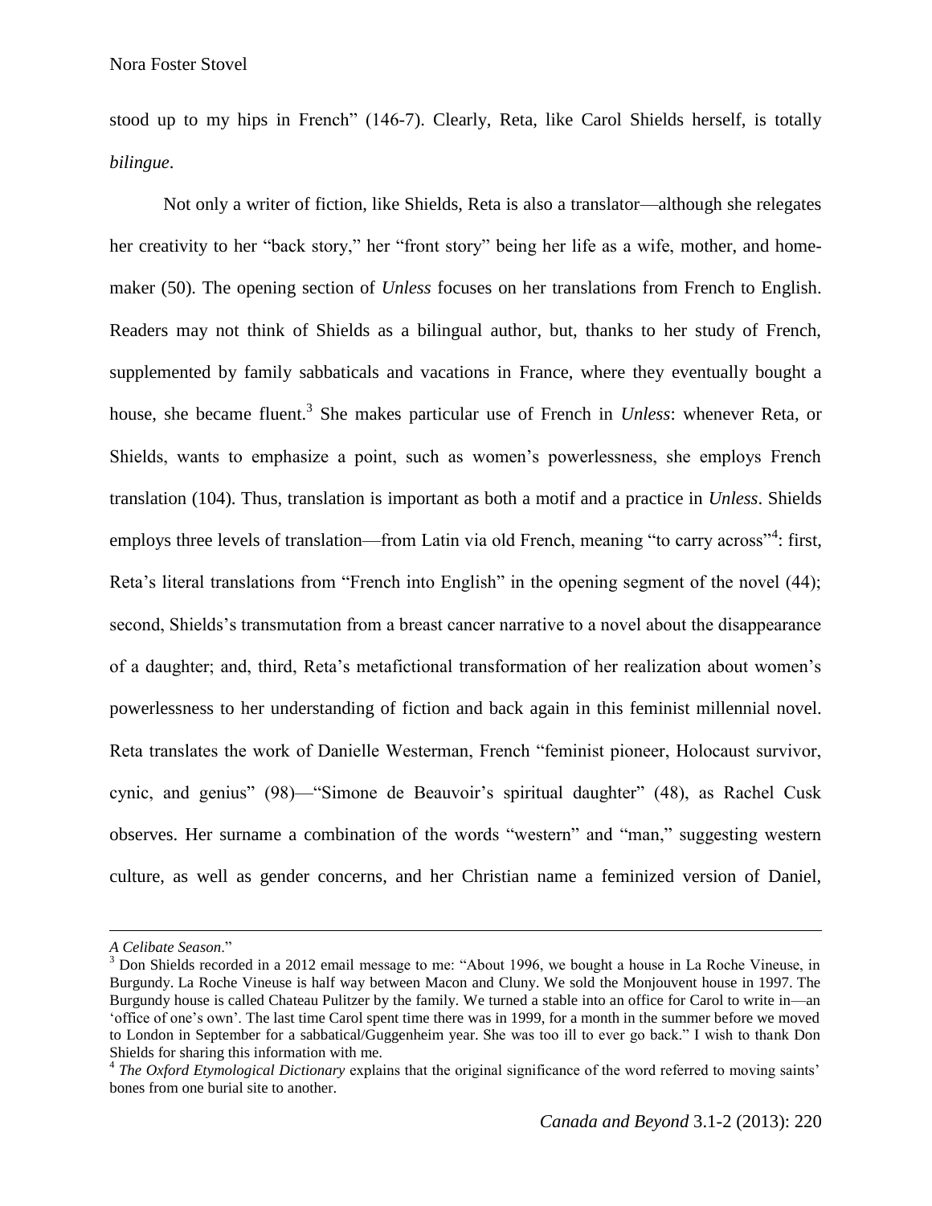stood up to my hips in French" (146-7). Clearly, Reta, like Carol Shields herself, is totally *bilingue*.

Not only a writer of fiction, like Shields, Reta is also a translator—although she relegates her creativity to her "back story," her "front story" being her life as a wife, mother, and home-maker (50). The opening section of *Unless* focuses on her translations from French to English. Readers may not think of Shields as a bilingual author, but, thanks to her study of French, supplemented by family sabbaticals and vacations in France, where they eventually bought a house, she became fluent.[3] She makes particular use of French in *Unless*: whenever Reta, or Shields, wants to emphasize a point, such as women's powerlessness, she employs French translation (104). Thus, translation is important as both a motif and a practice in *Unless*. Shields employs three levels of translation—from Latin via old French, meaning "to carry across"[4]: first, Reta's literal translations from "French into English" in the opening segment of the novel (44); second, Shields's transmutation from a breast cancer narrative to a novel about the disappearance of a daughter; and, third, Reta's metafictional transformation of her realization about women's powerlessness to her understanding of fiction and back again in this feminist millennial novel. Reta translates the work of Danielle Westerman, French "feminist pioneer, Holocaust survivor, cynic, and genius" (98)—"Simone de Beauvoir's spiritual daughter" (48), as Rachel Cusk observes. Her surname a combination of the words "western" and "man," suggesting western culture, as well as gender concerns, and her Christian name a feminized version of Daniel,

---

*A Celibate Season*."

[3] Don Shields recorded in a 2012 email message to me: "About 1996, we bought a house in La Roche Vineuse, in Burgundy. La Roche Vineuse is half way between Macon and Cluny. We sold the Monjouvent house in 1997. The Burgundy house is called Chateau Pulitzer by the family. We turned a stable into an office for Carol to write in—an 'office of one's own'. The last time Carol spent time there was in 1999, for a month in the summer before we moved to London in September for a sabbatical/Guggenheim year. She was too ill to ever go back." I wish to thank Don Shields for sharing this information with me.

[4] *The Oxford Etymological Dictionary* explains that the original significance of the word referred to moving saints' bones from one burial site to another.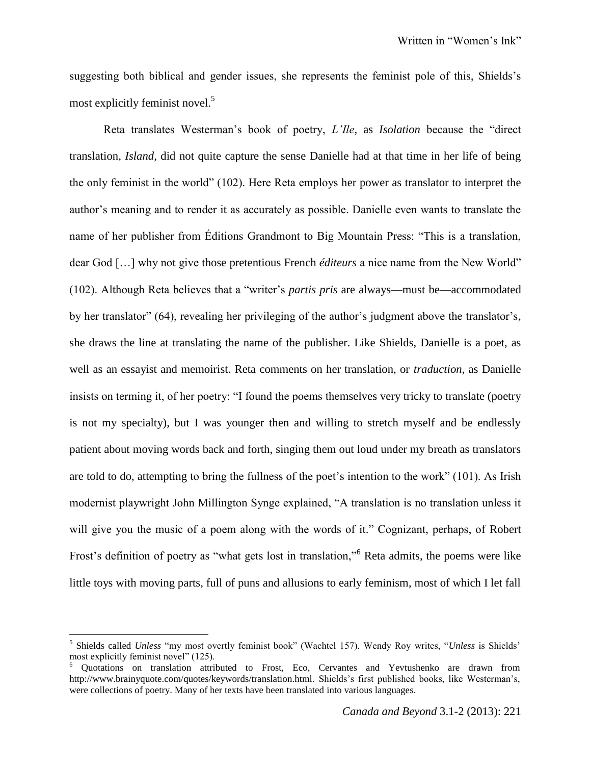suggesting both biblical and gender issues, she represents the feminist pole of this, Shields's most explicitly feminist novel.[5]

Reta translates Westerman's book of poetry, *L'Ile*, as *Isolation* because the "direct translation, *Island*, did not quite capture the sense Danielle had at that time in her life of being the only feminist in the world" (102). Here Reta employs her power as translator to interpret the author's meaning and to render it as accurately as possible. Danielle even wants to translate the name of her publisher from Éditions Grandmont to Big Mountain Press: "This is a translation, dear God […] why not give those pretentious French *éditeurs* a nice name from the New World" (102). Although Reta believes that a "writer's *partis pris* are always—must be—accommodated by her translator" (64), revealing her privileging of the author's judgment above the translator's, she draws the line at translating the name of the publisher. Like Shields, Danielle is a poet, as well as an essayist and memoirist. Reta comments on her translation, or *traduction*, as Danielle insists on terming it, of her poetry: "I found the poems themselves very tricky to translate (poetry is not my specialty), but I was younger then and willing to stretch myself and be endlessly patient about moving words back and forth, singing them out loud under my breath as translators are told to do, attempting to bring the fullness of the poet's intention to the work" (101). As Irish modernist playwright John Millington Synge explained, "A translation is no translation unless it will give you the music of a poem along with the words of it." Cognizant, perhaps, of Robert Frost's definition of poetry as "what gets lost in translation,"[6] Reta admits, the poems were like little toys with moving parts, full of puns and allusions to early feminism, most of which I let fall

---

[5] Shields called *Unless* "my most overtly feminist book" (Wachtel 157). Wendy Roy writes, "*Unless* is Shields' most explicitly feminist novel" (125).

[6] Quotations on translation attributed to Frost, Eco, Cervantes and Yevtushenko are drawn from http://www.brainyquote.com/quotes/keywords/translation.html. Shields's first published books, like Westerman's, were collections of poetry. Many of her texts have been translated into various languages.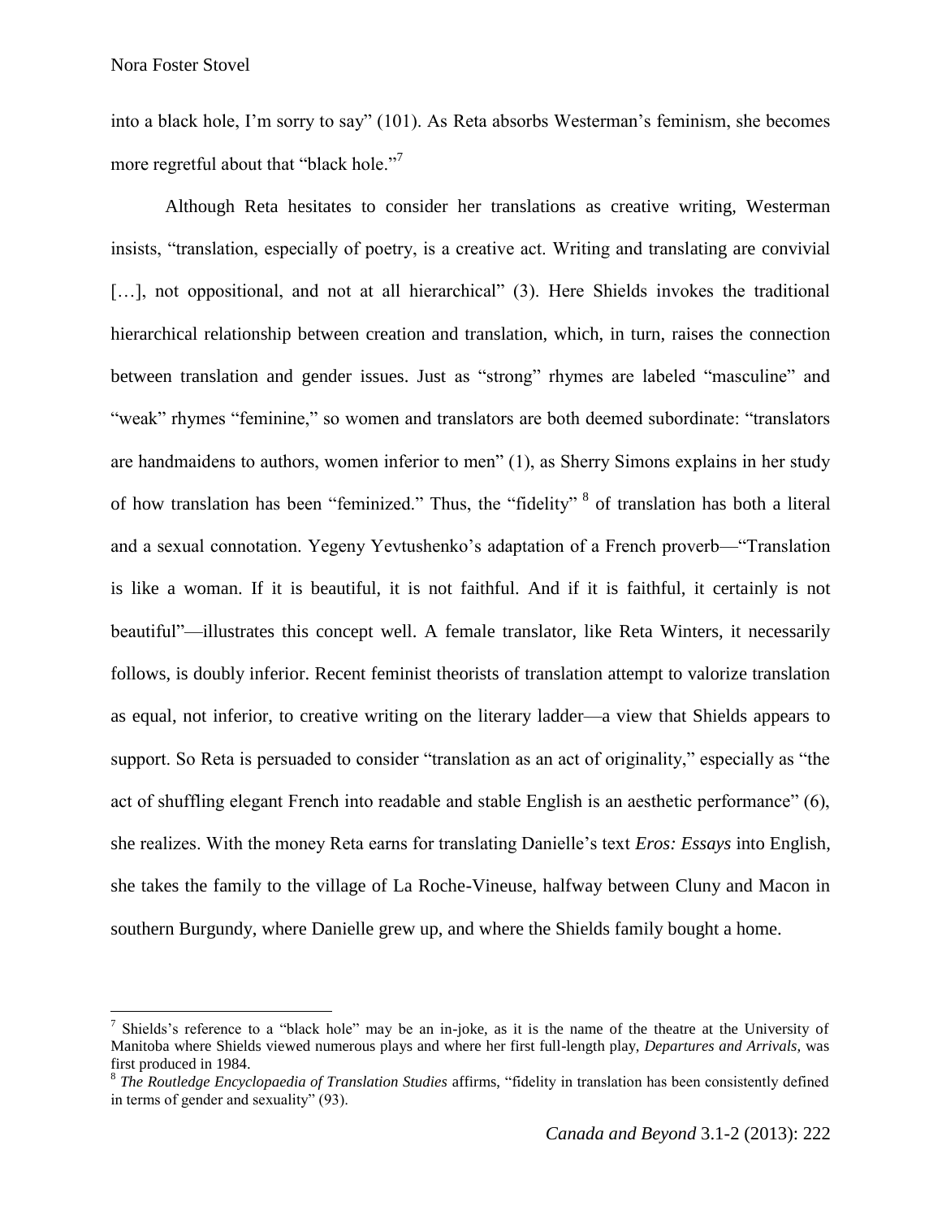into a black hole, I'm sorry to say" (101). As Reta absorbs Westerman's feminism, she becomes more regretful about that "black hole."[7]

Although Reta hesitates to consider her translations as creative writing, Westerman insists, "translation, especially of poetry, is a creative act. Writing and translating are convivial […], not oppositional, and not at all hierarchical" (3). Here Shields invokes the traditional hierarchical relationship between creation and translation, which, in turn, raises the connection between translation and gender issues. Just as "strong" rhymes are labeled "masculine" and "weak" rhymes "feminine," so women and translators are both deemed subordinate: "translators are handmaidens to authors, women inferior to men" (1), as Sherry Simons explains in her study of how translation has been "feminized." Thus, the "fidelity" [8] of translation has both a literal and a sexual connotation. Yegeny Yevtushenko's adaptation of a French proverb—"Translation is like a woman. If it is beautiful, it is not faithful. And if it is faithful, it certainly is not beautiful"—illustrates this concept well. A female translator, like Reta Winters, it necessarily follows, is doubly inferior. Recent feminist theorists of translation attempt to valorize translation as equal, not inferior, to creative writing on the literary ladder—a view that Shields appears to support. So Reta is persuaded to consider "translation as an act of originality," especially as "the act of shuffling elegant French into readable and stable English is an aesthetic performance" (6), she realizes. With the money Reta earns for translating Danielle's text *Eros: Essays* into English, she takes the family to the village of La Roche-Vineuse, halfway between Cluny and Macon in southern Burgundy, where Danielle grew up, and where the Shields family bought a home.

---

[7] Shields's reference to a "black hole" may be an in-joke, as it is the name of the theatre at the University of Manitoba where Shields viewed numerous plays and where her first full-length play, *Departures and Arrivals,* was first produced in 1984.

[8] *The Routledge Encyclopaedia of Translation Studies* affirms, "fidelity in translation has been consistently defined in terms of gender and sexuality" (93).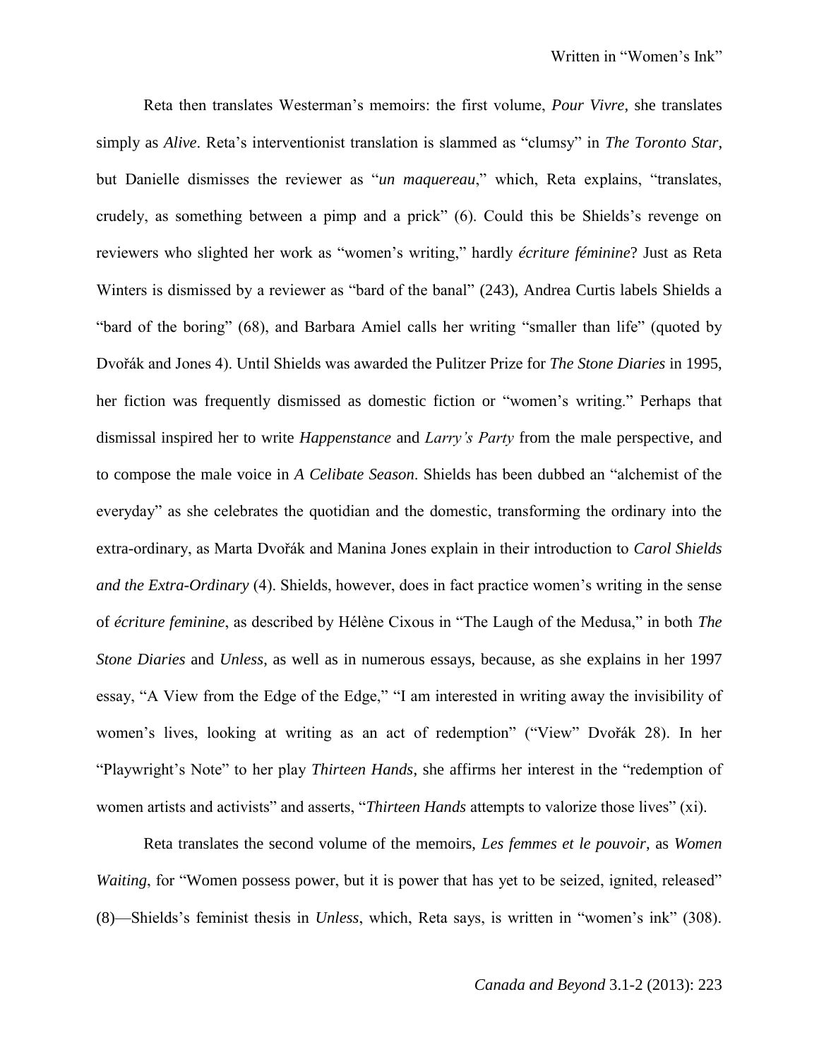Reta then translates Westerman's memoirs: the first volume, *Pour Vivre*, she translates simply as *Alive*. Reta's interventionist translation is slammed as "clumsy" in *The Toronto Star*, but Danielle dismisses the reviewer as "*un maquereau*," which, Reta explains, "translates, crudely, as something between a pimp and a prick" (6). Could this be Shields's revenge on reviewers who slighted her work as "women's writing," hardly *écriture féminine*? Just as Reta Winters is dismissed by a reviewer as "bard of the banal" (243), Andrea Curtis labels Shields a "bard of the boring" (68), and Barbara Amiel calls her writing "smaller than life" (quoted by Dvořák and Jones 4). Until Shields was awarded the Pulitzer Prize for *The Stone Diaries* in 1995, her fiction was frequently dismissed as domestic fiction or "women's writing." Perhaps that dismissal inspired her to write *Happenstance* and *Larry's Party* from the male perspective, and to compose the male voice in *A Celibate Season*. Shields has been dubbed an "alchemist of the everyday" as she celebrates the quotidian and the domestic, transforming the ordinary into the extra-ordinary, as Marta Dvořák and Manina Jones explain in their introduction to *Carol Shields and the Extra-Ordinary* (4). Shields, however, does in fact practice women's writing in the sense of *écriture feminine*, as described by Hélène Cixous in "The Laugh of the Medusa," in both *The Stone Diaries* and *Unless*, as well as in numerous essays, because, as she explains in her 1997 essay, "A View from the Edge of the Edge," "I am interested in writing away the invisibility of women's lives, looking at writing as an act of redemption" ("View" Dvořák 28). In her "Playwright's Note" to her play *Thirteen Hands*, she affirms her interest in the "redemption of women artists and activists" and asserts, "*Thirteen Hands* attempts to valorize those lives" (xi).

Reta translates the second volume of the memoirs, *Les femmes et le pouvoir*, as *Women Waiting*, for "Women possess power, but it is power that has yet to be seized, ignited, released" (8)—Shields's feminist thesis in *Unless*, which, Reta says, is written in "women's ink" (308).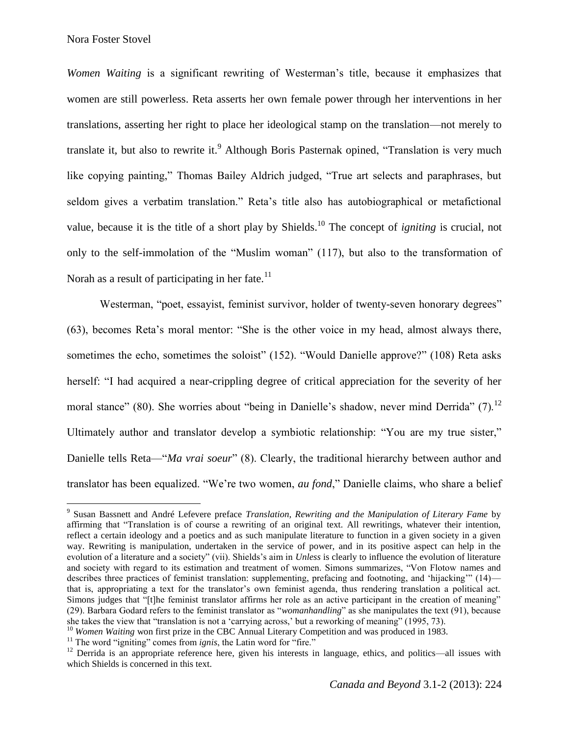*Women Waiting* is a significant rewriting of Westerman's title, because it emphasizes that women are still powerless. Reta asserts her own female power through her interventions in her translations, asserting her right to place her ideological stamp on the translation—not merely to translate it, but also to rewrite it.[9] Although Boris Pasternak opined, "Translation is very much like copying painting," Thomas Bailey Aldrich judged, "True art selects and paraphrases, but seldom gives a verbatim translation." Reta's title also has autobiographical or metafictional value, because it is the title of a short play by Shields.[10] The concept of *igniting* is crucial, not only to the self-immolation of the "Muslim woman" (117), but also to the transformation of Norah as a result of participating in her fate.[11]

Westerman, "poet, essayist, feminist survivor, holder of twenty-seven honorary degrees" (63), becomes Reta's moral mentor: "She is the other voice in my head, almost always there, sometimes the echo, sometimes the soloist" (152). "Would Danielle approve?" (108) Reta asks herself: "I had acquired a near-crippling degree of critical appreciation for the severity of her moral stance" (80). She worries about "being in Danielle's shadow, never mind Derrida" (7).[12] Ultimately author and translator develop a symbiotic relationship: "You are my true sister," Danielle tells Reta—"*Ma vrai soeur*" (8). Clearly, the traditional hierarchy between author and translator has been equalized. "We're two women, *au fond*," Danielle claims, who share a belief

---

[9] Susan Bassnett and André Lefevere preface *Translation, Rewriting and the Manipulation of Literary Fame* by affirming that "Translation is of course a rewriting of an original text. All rewritings, whatever their intention, reflect a certain ideology and a poetics and as such manipulate literature to function in a given society in a given way. Rewriting is manipulation, undertaken in the service of power, and in its positive aspect can help in the evolution of a literature and a society" (vii). Shields's aim in *Unless* is clearly to influence the evolution of literature and society with regard to its estimation and treatment of women. Simons summarizes, "Von Flotow names and describes three practices of feminist translation: supplementing, prefacing and footnoting, and 'hijacking'" (14)—that is, appropriating a text for the translator's own feminist agenda, thus rendering translation a political act. Simons judges that "[t]he feminist translator affirms her role as an active participant in the creation of meaning" (29). Barbara Godard refers to the feminist translator as "*womanhandling*" as she manipulates the text (91), because she takes the view that "translation is not a 'carrying across,' but a reworking of meaning" (1995, 73).

[10] *Women Waiting* won first prize in the CBC Annual Literary Competition and was produced in 1983.

[11] The word "igniting" comes from *ignis*, the Latin word for "fire."

[12] Derrida is an appropriate reference here, given his interests in language, ethics, and politics—all issues with which Shields is concerned in this text.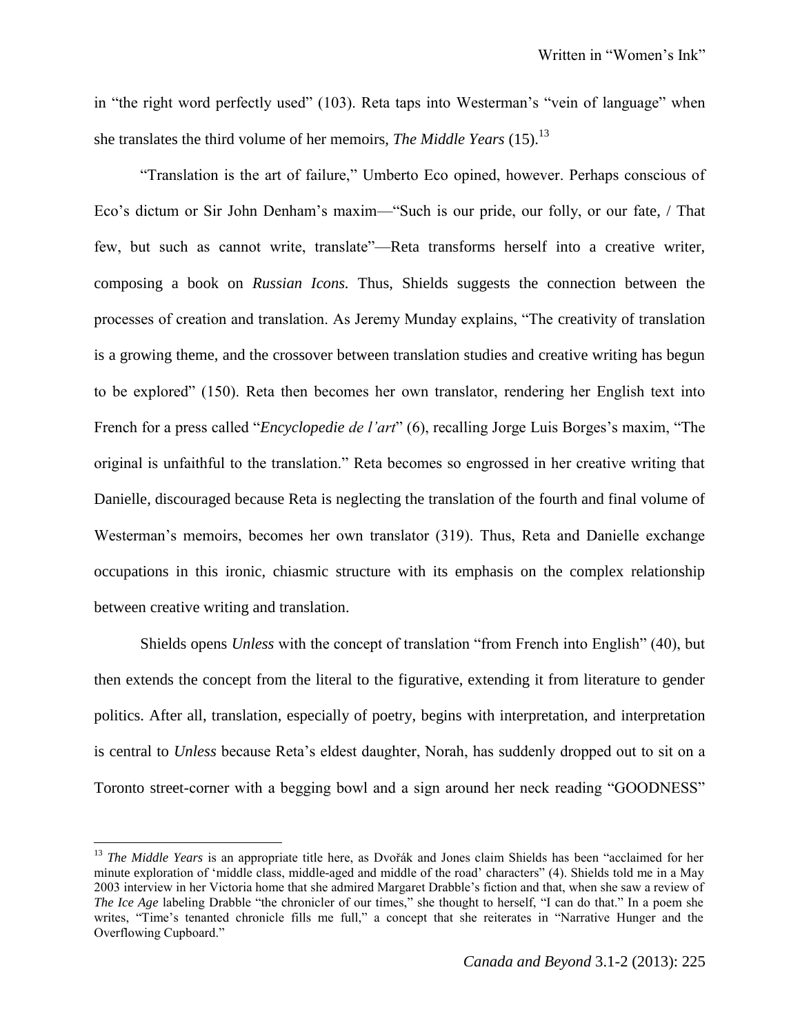in "the right word perfectly used" (103). Reta taps into Westerman's "vein of language" when she translates the third volume of her memoirs, *The Middle Years* (15).[13]

"Translation is the art of failure," Umberto Eco opined, however. Perhaps conscious of Eco's dictum or Sir John Denham's maxim—"Such is our pride, our folly, or our fate, / That few, but such as cannot write, translate"—Reta transforms herself into a creative writer, composing a book on *Russian Icons.* Thus, Shields suggests the connection between the processes of creation and translation. As Jeremy Munday explains, "The creativity of translation is a growing theme, and the crossover between translation studies and creative writing has begun to be explored" (150). Reta then becomes her own translator, rendering her English text into French for a press called "*Encyclopedie de l'art*" (6), recalling Jorge Luis Borges's maxim, "The original is unfaithful to the translation." Reta becomes so engrossed in her creative writing that Danielle, discouraged because Reta is neglecting the translation of the fourth and final volume of Westerman's memoirs, becomes her own translator (319). Thus, Reta and Danielle exchange occupations in this ironic, chiasmic structure with its emphasis on the complex relationship between creative writing and translation.

Shields opens *Unless* with the concept of translation "from French into English" (40), but then extends the concept from the literal to the figurative, extending it from literature to gender politics. After all, translation, especially of poetry, begins with interpretation, and interpretation is central to *Unless* because Reta's eldest daughter, Norah, has suddenly dropped out to sit on a Toronto street-corner with a begging bowl and a sign around her neck reading "GOODNESS"

---

[13] *The Middle Years* is an appropriate title here, as Dvořák and Jones claim Shields has been "acclaimed for her minute exploration of 'middle class, middle-aged and middle of the road' characters" (4). Shields told me in a May 2003 interview in her Victoria home that she admired Margaret Drabble's fiction and that, when she saw a review of *The Ice Age* labeling Drabble "the chronicler of our times," she thought to herself, "I can do that." In a poem she writes, "Time's tenanted chronicle fills me full," a concept that she reiterates in "Narrative Hunger and the Overflowing Cupboard."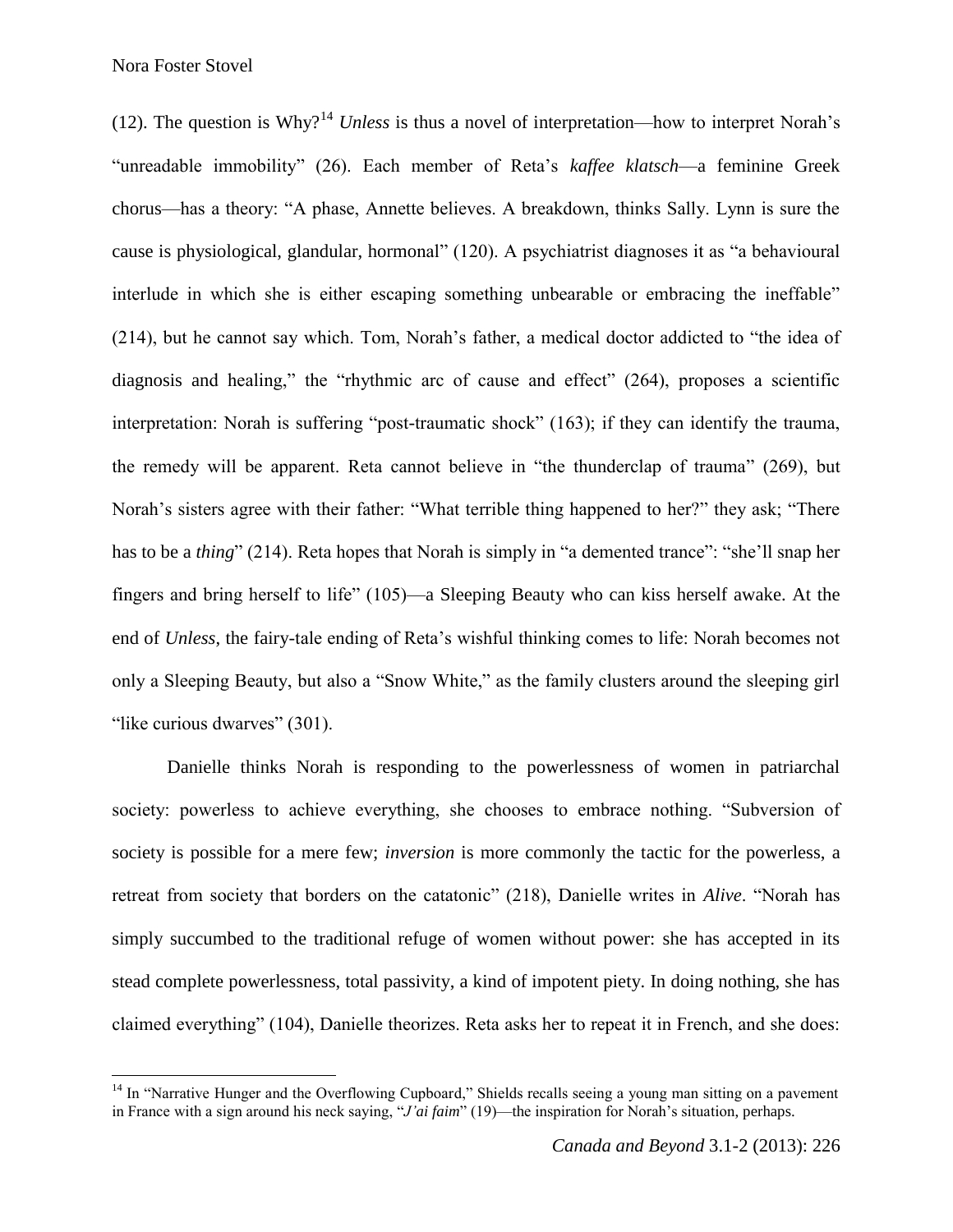(12). The question is Why?[14] *Unless* is thus a novel of interpretation—how to interpret Norah's "unreadable immobility" (26). Each member of Reta's *kaffee klatsch*—a feminine Greek chorus—has a theory: "A phase, Annette believes. A breakdown, thinks Sally. Lynn is sure the cause is physiological, glandular, hormonal" (120). A psychiatrist diagnoses it as "a behavioural interlude in which she is either escaping something unbearable or embracing the ineffable" (214), but he cannot say which. Tom, Norah's father, a medical doctor addicted to "the idea of diagnosis and healing," the "rhythmic arc of cause and effect" (264), proposes a scientific interpretation: Norah is suffering "post-traumatic shock" (163); if they can identify the trauma, the remedy will be apparent. Reta cannot believe in "the thunderclap of trauma" (269), but Norah's sisters agree with their father: "What terrible thing happened to her?" they ask; "There has to be a *thing*" (214). Reta hopes that Norah is simply in "a demented trance": "she'll snap her fingers and bring herself to life" (105)—a Sleeping Beauty who can kiss herself awake. At the end of *Unless*, the fairy-tale ending of Reta's wishful thinking comes to life: Norah becomes not only a Sleeping Beauty, but also a "Snow White," as the family clusters around the sleeping girl "like curious dwarves" (301).

Danielle thinks Norah is responding to the powerlessness of women in patriarchal society: powerless to achieve everything, she chooses to embrace nothing. "Subversion of society is possible for a mere few; *inversion* is more commonly the tactic for the powerless, a retreat from society that borders on the catatonic" (218), Danielle writes in *Alive*. "Norah has simply succumbed to the traditional refuge of women without power: she has accepted in its stead complete powerlessness, total passivity, a kind of impotent piety. In doing nothing, she has claimed everything" (104), Danielle theorizes. Reta asks her to repeat it in French, and she does:

[14] In "Narrative Hunger and the Overflowing Cupboard," Shields recalls seeing a young man sitting on a pavement in France with a sign around his neck saying, "*J'ai faim*" (19)—the inspiration for Norah's situation, perhaps.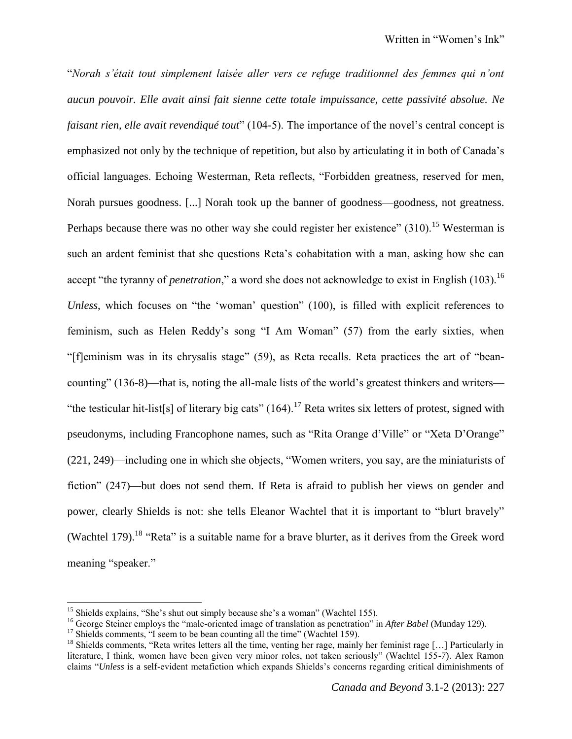"*Norah s'était tout simplement laisée aller vers ce refuge traditionnel des femmes qui n'ont aucun pouvoir. Elle avait ainsi fait sienne cette totale impuissance, cette passivité absolue. Ne faisant rien, elle avait revendiqué tout*" (104-5). The importance of the novel's central concept is emphasized not only by the technique of repetition, but also by articulating it in both of Canada's official languages. Echoing Westerman, Reta reflects, "Forbidden greatness, reserved for men, Norah pursues goodness. [...] Norah took up the banner of goodness—goodness, not greatness. Perhaps because there was no other way she could register her existence" (310).[15] Westerman is such an ardent feminist that she questions Reta's cohabitation with a man, asking how she can accept "the tyranny of *penetration*," a word she does not acknowledge to exist in English (103).[16] *Unless*, which focuses on "the 'woman' question" (100), is filled with explicit references to feminism, such as Helen Reddy's song "I Am Woman" (57) from the early sixties, when "[f]eminism was in its chrysalis stage" (59), as Reta recalls. Reta practices the art of "bean-counting" (136-8)—that is, noting the all-male lists of the world's greatest thinkers and writers—"the testicular hit-list[s] of literary big cats" (164).[17] Reta writes six letters of protest, signed with pseudonyms, including Francophone names, such as "Rita Orange d'Ville" or "Xeta D'Orange" (221, 249)—including one in which she objects, "Women writers, you say, are the miniaturists of fiction" (247)—but does not send them. If Reta is afraid to publish her views on gender and power, clearly Shields is not: she tells Eleanor Wachtel that it is important to "blurt bravely" (Wachtel 179).[18] "Reta" is a suitable name for a brave blurter, as it derives from the Greek word meaning "speaker."

---

[15] Shields explains, "She's shut out simply because she's a woman" (Wachtel 155).

[16] George Steiner employs the "male-oriented image of translation as penetration" in *After Babel* (Munday 129).

[17] Shields comments, "I seem to be bean counting all the time" (Wachtel 159).

[18] Shields comments, "Reta writes letters all the time, venting her rage, mainly her feminist rage […] Particularly in literature, I think, women have been given very minor roles, not taken seriously" (Wachtel 155-7). Alex Ramon claims "*Unless* is a self-evident metafiction which expands Shields's concerns regarding critical diminishments of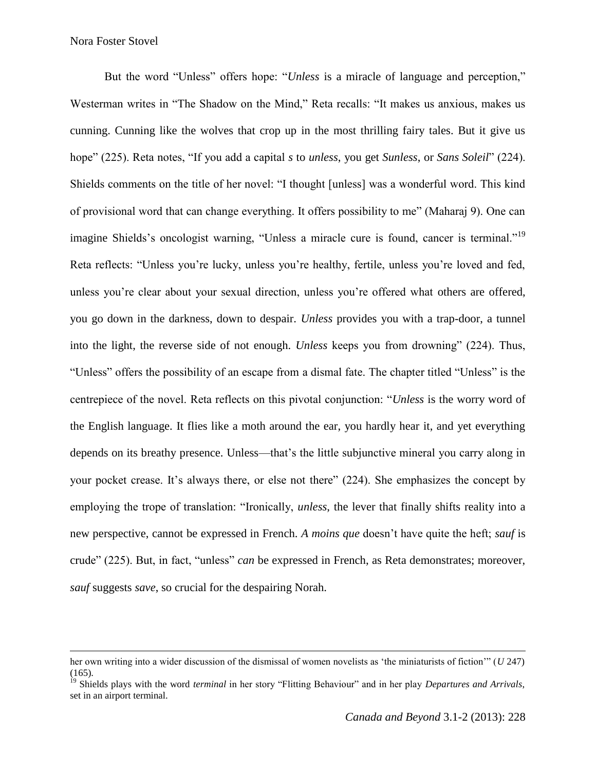But the word "Unless" offers hope: "*Unless* is a miracle of language and perception," Westerman writes in "The Shadow on the Mind," Reta recalls: "It makes us anxious, makes us cunning. Cunning like the wolves that crop up in the most thrilling fairy tales. But it give us hope" (225). Reta notes, "If you add a capital *s* to *unless*, you get *Sunless*, or *Sans Soleil*" (224). Shields comments on the title of her novel: "I thought [unless] was a wonderful word. This kind of provisional word that can change everything. It offers possibility to me" (Maharaj 9). One can imagine Shields's oncologist warning, "Unless a miracle cure is found, cancer is terminal."[19] Reta reflects: "Unless you're lucky, unless you're healthy, fertile, unless you're loved and fed, unless you're clear about your sexual direction, unless you're offered what others are offered, you go down in the darkness, down to despair. *Unless* provides you with a trap-door, a tunnel into the light, the reverse side of not enough. *Unless* keeps you from drowning" (224). Thus, "Unless" offers the possibility of an escape from a dismal fate. The chapter titled "Unless" is the centrepiece of the novel. Reta reflects on this pivotal conjunction: "*Unless* is the worry word of the English language. It flies like a moth around the ear, you hardly hear it, and yet everything depends on its breathy presence. Unless—that's the little subjunctive mineral you carry along in your pocket crease. It's always there, or else not there" (224). She emphasizes the concept by employing the trope of translation: "Ironically, *unless,* the lever that finally shifts reality into a new perspective, cannot be expressed in French. *A moins que* doesn't have quite the heft; *sauf* is crude" (225). But, in fact, "unless" *can* be expressed in French, as Reta demonstrates; moreover, *sauf* suggests *save*, so crucial for the despairing Norah.

---

her own writing into a wider discussion of the dismissal of women novelists as 'the miniaturists of fiction'" (*U* 247) (165).

[19] Shields plays with the word *terminal* in her story "Flitting Behaviour" and in her play *Departures and Arrivals,* set in an airport terminal.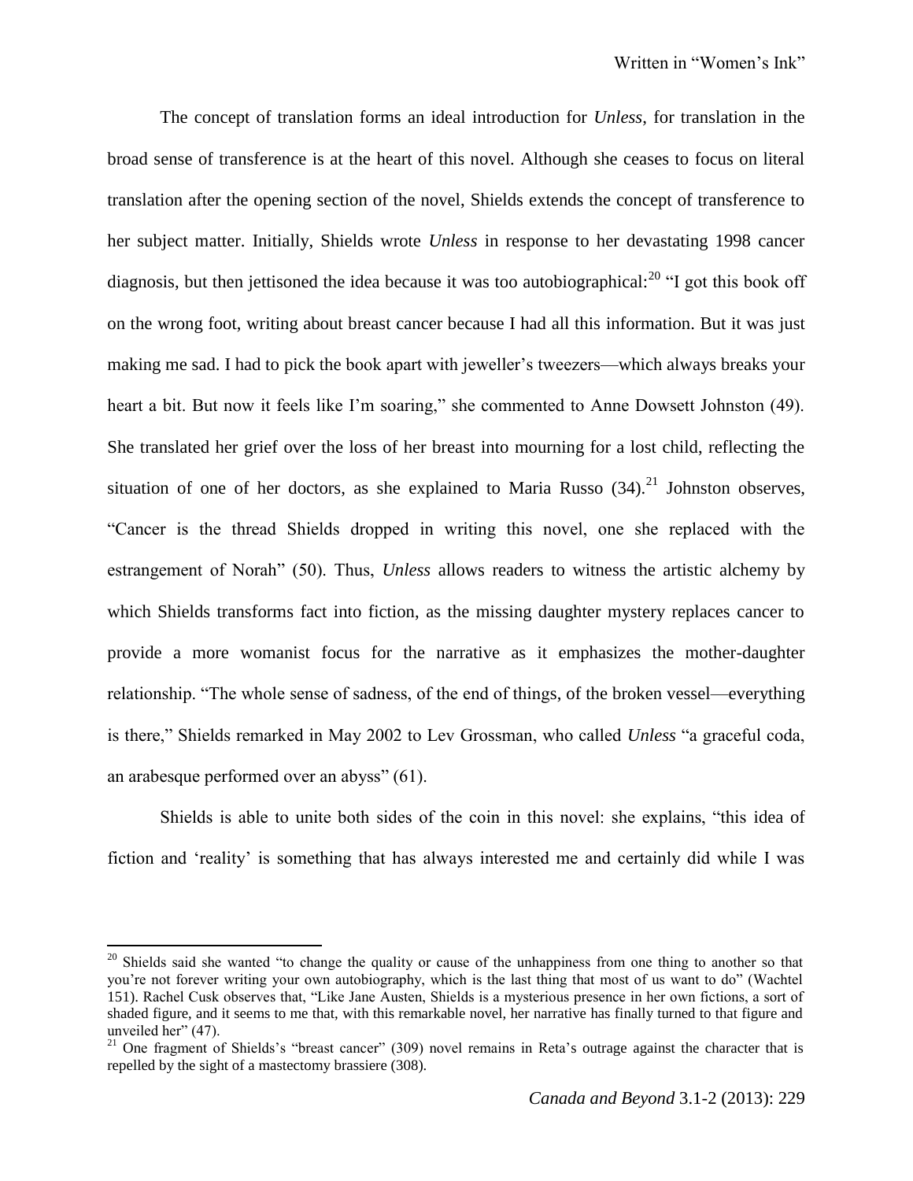The concept of translation forms an ideal introduction for *Unless*, for translation in the broad sense of transference is at the heart of this novel. Although she ceases to focus on literal translation after the opening section of the novel, Shields extends the concept of transference to her subject matter. Initially, Shields wrote *Unless* in response to her devastating 1998 cancer diagnosis, but then jettisoned the idea because it was too autobiographical:[20] "I got this book off on the wrong foot, writing about breast cancer because I had all this information. But it was just making me sad. I had to pick the book apart with jeweller's tweezers—which always breaks your heart a bit. But now it feels like I'm soaring," she commented to Anne Dowsett Johnston (49). She translated her grief over the loss of her breast into mourning for a lost child, reflecting the situation of one of her doctors, as she explained to Maria Russo (34).[21] Johnston observes, "Cancer is the thread Shields dropped in writing this novel, one she replaced with the estrangement of Norah" (50). Thus, *Unless* allows readers to witness the artistic alchemy by which Shields transforms fact into fiction, as the missing daughter mystery replaces cancer to provide a more womanist focus for the narrative as it emphasizes the mother-daughter relationship. "The whole sense of sadness, of the end of things, of the broken vessel—everything is there," Shields remarked in May 2002 to Lev Grossman, who called *Unless* "a graceful coda, an arabesque performed over an abyss" (61).

Shields is able to unite both sides of the coin in this novel: she explains, "this idea of fiction and 'reality' is something that has always interested me and certainly did while I was

---

[20] Shields said she wanted "to change the quality or cause of the unhappiness from one thing to another so that you're not forever writing your own autobiography, which is the last thing that most of us want to do" (Wachtel 151). Rachel Cusk observes that, "Like Jane Austen, Shields is a mysterious presence in her own fictions, a sort of shaded figure, and it seems to me that, with this remarkable novel, her narrative has finally turned to that figure and unveiled her" (47).

[21] One fragment of Shields's "breast cancer" (309) novel remains in Reta's outrage against the character that is repelled by the sight of a mastectomy brassiere (308).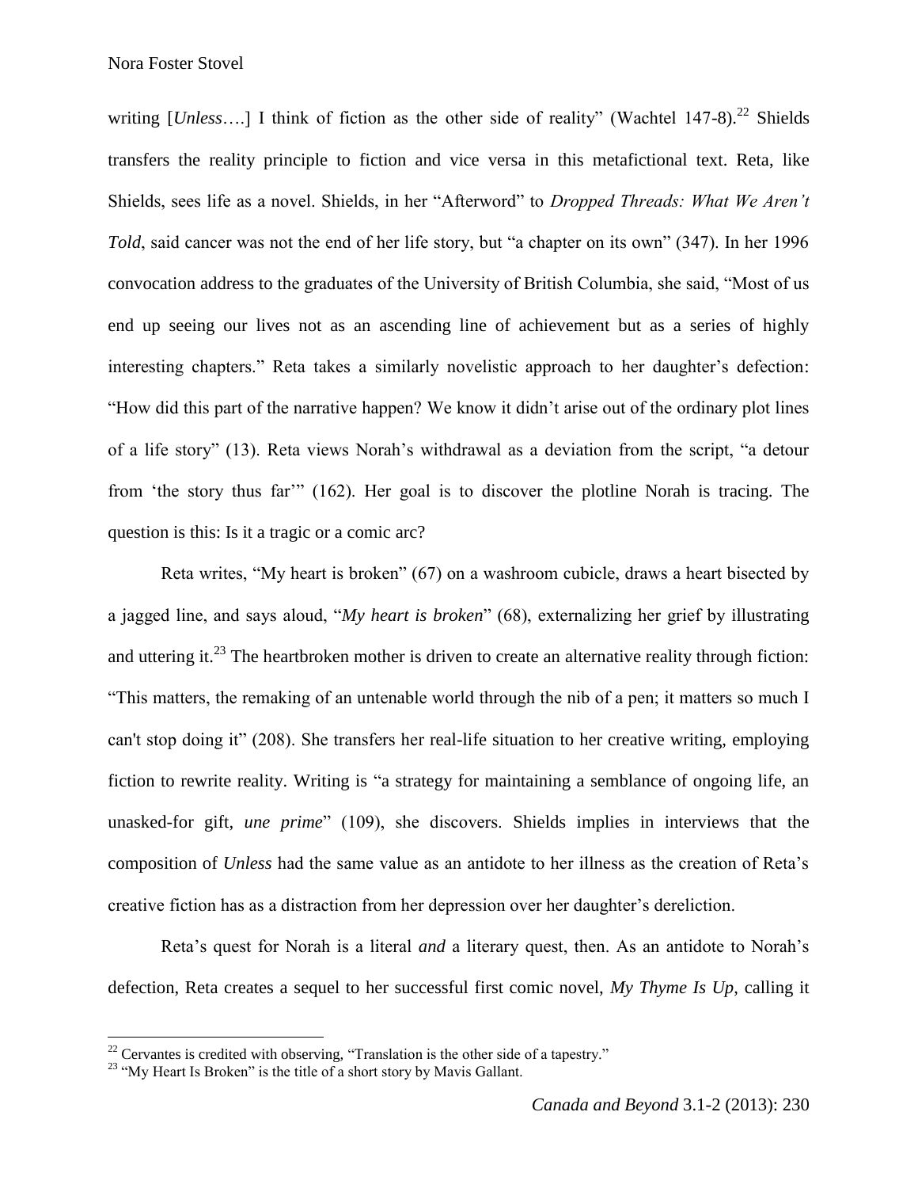writing [*Unless*….] I think of fiction as the other side of reality" (Wachtel 147-8).[22] Shields transfers the reality principle to fiction and vice versa in this metafictional text. Reta, like Shields, sees life as a novel. Shields, in her "Afterword" to *Dropped Threads: What We Aren't Told*, said cancer was not the end of her life story, but "a chapter on its own" (347). In her 1996 convocation address to the graduates of the University of British Columbia, she said, "Most of us end up seeing our lives not as an ascending line of achievement but as a series of highly interesting chapters." Reta takes a similarly novelistic approach to her daughter's defection: "How did this part of the narrative happen? We know it didn't arise out of the ordinary plot lines of a life story" (13). Reta views Norah's withdrawal as a deviation from the script, "a detour from 'the story thus far'" (162). Her goal is to discover the plotline Norah is tracing. The question is this: Is it a tragic or a comic arc?

Reta writes, "My heart is broken" (67) on a washroom cubicle, draws a heart bisected by a jagged line, and says aloud, "*My heart is broken*" (68), externalizing her grief by illustrating and uttering it.[23] The heartbroken mother is driven to create an alternative reality through fiction: "This matters, the remaking of an untenable world through the nib of a pen; it matters so much I can't stop doing it" (208). She transfers her real-life situation to her creative writing, employing fiction to rewrite reality. Writing is "a strategy for maintaining a semblance of ongoing life, an unasked-for gift, *une prime*" (109), she discovers. Shields implies in interviews that the composition of *Unless* had the same value as an antidote to her illness as the creation of Reta's creative fiction has as a distraction from her depression over her daughter's dereliction.

Reta's quest for Norah is a literal *and* a literary quest, then. As an antidote to Norah's defection, Reta creates a sequel to her successful first comic novel, *My Thyme Is Up*, calling it

---

[22] Cervantes is credited with observing, "Translation is the other side of a tapestry."

[23] "My Heart Is Broken" is the title of a short story by Mavis Gallant.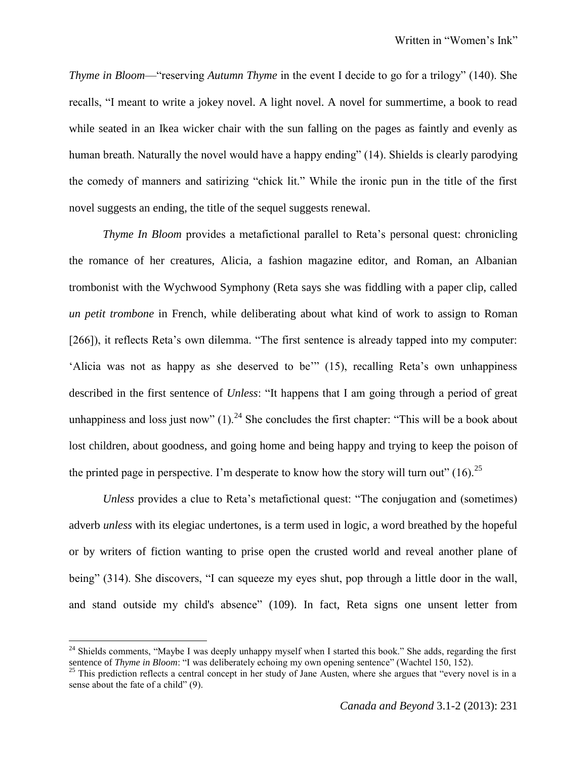*Thyme in Bloom*—"reserving *Autumn Thyme* in the event I decide to go for a trilogy" (140). She recalls, "I meant to write a jokey novel. A light novel. A novel for summertime, a book to read while seated in an Ikea wicker chair with the sun falling on the pages as faintly and evenly as human breath. Naturally the novel would have a happy ending" (14). Shields is clearly parodying the comedy of manners and satirizing "chick lit." While the ironic pun in the title of the first novel suggests an ending, the title of the sequel suggests renewal.

*Thyme In Bloom* provides a metafictional parallel to Reta's personal quest: chronicling the romance of her creatures, Alicia, a fashion magazine editor, and Roman, an Albanian trombonist with the Wychwood Symphony (Reta says she was fiddling with a paper clip, called *un petit trombone* in French, while deliberating about what kind of work to assign to Roman [266]), it reflects Reta's own dilemma. "The first sentence is already tapped into my computer: 'Alicia was not as happy as she deserved to be'" (15), recalling Reta's own unhappiness described in the first sentence of *Unless*: "It happens that I am going through a period of great unhappiness and loss just now" (1).[24] She concludes the first chapter: "This will be a book about lost children, about goodness, and going home and being happy and trying to keep the poison of the printed page in perspective. I'm desperate to know how the story will turn out" (16).[25]

*Unless* provides a clue to Reta's metafictional quest: "The conjugation and (sometimes) adverb *unless* with its elegiac undertones, is a term used in logic, a word breathed by the hopeful or by writers of fiction wanting to prise open the crusted world and reveal another plane of being" (314). She discovers, "I can squeeze my eyes shut, pop through a little door in the wall, and stand outside my child's absence" (109). In fact, Reta signs one unsent letter from

[24] Shields comments, "Maybe I was deeply unhappy myself when I started this book." She adds, regarding the first sentence of *Thyme in Bloom*: "I was deliberately echoing my own opening sentence" (Wachtel 150, 152).

[25] This prediction reflects a central concept in her study of Jane Austen, where she argues that "every novel is in a sense about the fate of a child" (9).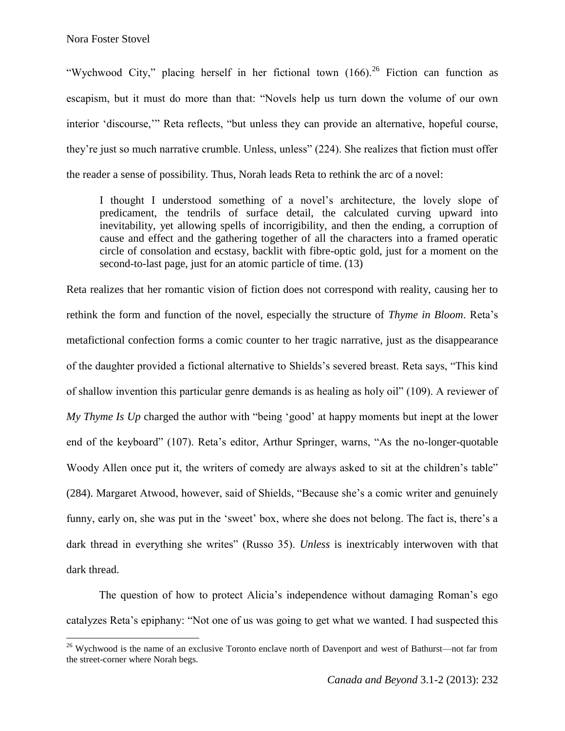"Wychwood City," placing herself in her fictional town (166).[26] Fiction can function as escapism, but it must do more than that: "Novels help us turn down the volume of our own interior 'discourse,'" Reta reflects, "but unless they can provide an alternative, hopeful course, they're just so much narrative crumble. Unless, unless" (224). She realizes that fiction must offer the reader a sense of possibility. Thus, Norah leads Reta to rethink the arc of a novel:

> I thought I understood something of a novel's architecture, the lovely slope of predicament, the tendrils of surface detail, the calculated curving upward into inevitability, yet allowing spells of incorrigibility, and then the ending, a corruption of cause and effect and the gathering together of all the characters into a framed operatic circle of consolation and ecstasy, backlit with fibre-optic gold, just for a moment on the second-to-last page, just for an atomic particle of time. (13)

Reta realizes that her romantic vision of fiction does not correspond with reality, causing her to rethink the form and function of the novel, especially the structure of *Thyme in Bloom*. Reta's metafictional confection forms a comic counter to her tragic narrative, just as the disappearance of the daughter provided a fictional alternative to Shields's severed breast. Reta says, "This kind of shallow invention this particular genre demands is as healing as holy oil" (109). A reviewer of *My Thyme Is Up* charged the author with "being 'good' at happy moments but inept at the lower end of the keyboard" (107). Reta's editor, Arthur Springer, warns, "As the no-longer-quotable Woody Allen once put it, the writers of comedy are always asked to sit at the children's table" (284). Margaret Atwood, however, said of Shields, "Because she's a comic writer and genuinely funny, early on, she was put in the 'sweet' box, where she does not belong. The fact is, there's a dark thread in everything she writes" (Russo 35). *Unless* is inextricably interwoven with that dark thread.

The question of how to protect Alicia's independence without damaging Roman's ego catalyzes Reta's epiphany: "Not one of us was going to get what we wanted. I had suspected this

---

[26] Wychwood is the name of an exclusive Toronto enclave north of Davenport and west of Bathurst—not far from the street-corner where Norah begs.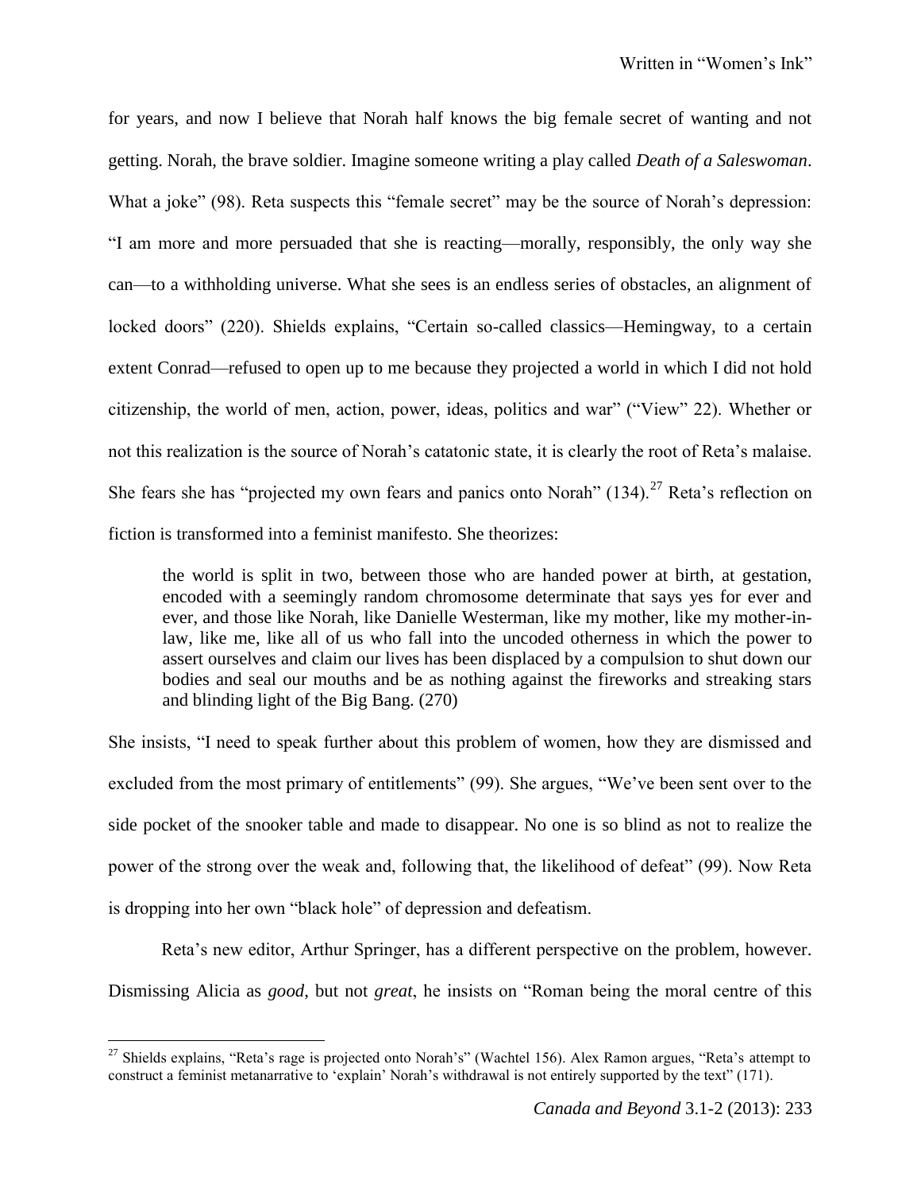for years, and now I believe that Norah half knows the big female secret of wanting and not getting. Norah, the brave soldier. Imagine someone writing a play called *Death of a Saleswoman*. What a joke" (98). Reta suspects this "female secret" may be the source of Norah's depression: "I am more and more persuaded that she is reacting—morally, responsibly, the only way she can—to a withholding universe. What she sees is an endless series of obstacles, an alignment of locked doors" (220). Shields explains, "Certain so-called classics—Hemingway, to a certain extent Conrad—refused to open up to me because they projected a world in which I did not hold citizenship, the world of men, action, power, ideas, politics and war" ("View" 22). Whether or not this realization is the source of Norah's catatonic state, it is clearly the root of Reta's malaise. She fears she has "projected my own fears and panics onto Norah" (134).[27] Reta's reflection on fiction is transformed into a feminist manifesto. She theorizes:

> the world is split in two, between those who are handed power at birth, at gestation, encoded with a seemingly random chromosome determinate that says yes for ever and ever, and those like Norah, like Danielle Westerman, like my mother, like my mother-in-law, like me, like all of us who fall into the uncoded otherness in which the power to assert ourselves and claim our lives has been displaced by a compulsion to shut down our bodies and seal our mouths and be as nothing against the fireworks and streaking stars and blinding light of the Big Bang. (270)

She insists, "I need to speak further about this problem of women, how they are dismissed and excluded from the most primary of entitlements" (99). She argues, "We've been sent over to the side pocket of the snooker table and made to disappear. No one is so blind as not to realize the power of the strong over the weak and, following that, the likelihood of defeat" (99). Now Reta is dropping into her own "black hole" of depression and defeatism.

Reta's new editor, Arthur Springer, has a different perspective on the problem, however. Dismissing Alicia as *good*, but not *great*, he insists on "Roman being the moral centre of this

---

[27] Shields explains, "Reta's rage is projected onto Norah's" (Wachtel 156). Alex Ramon argues, "Reta's attempt to construct a feminist metanarrative to 'explain' Norah's withdrawal is not entirely supported by the text" (171).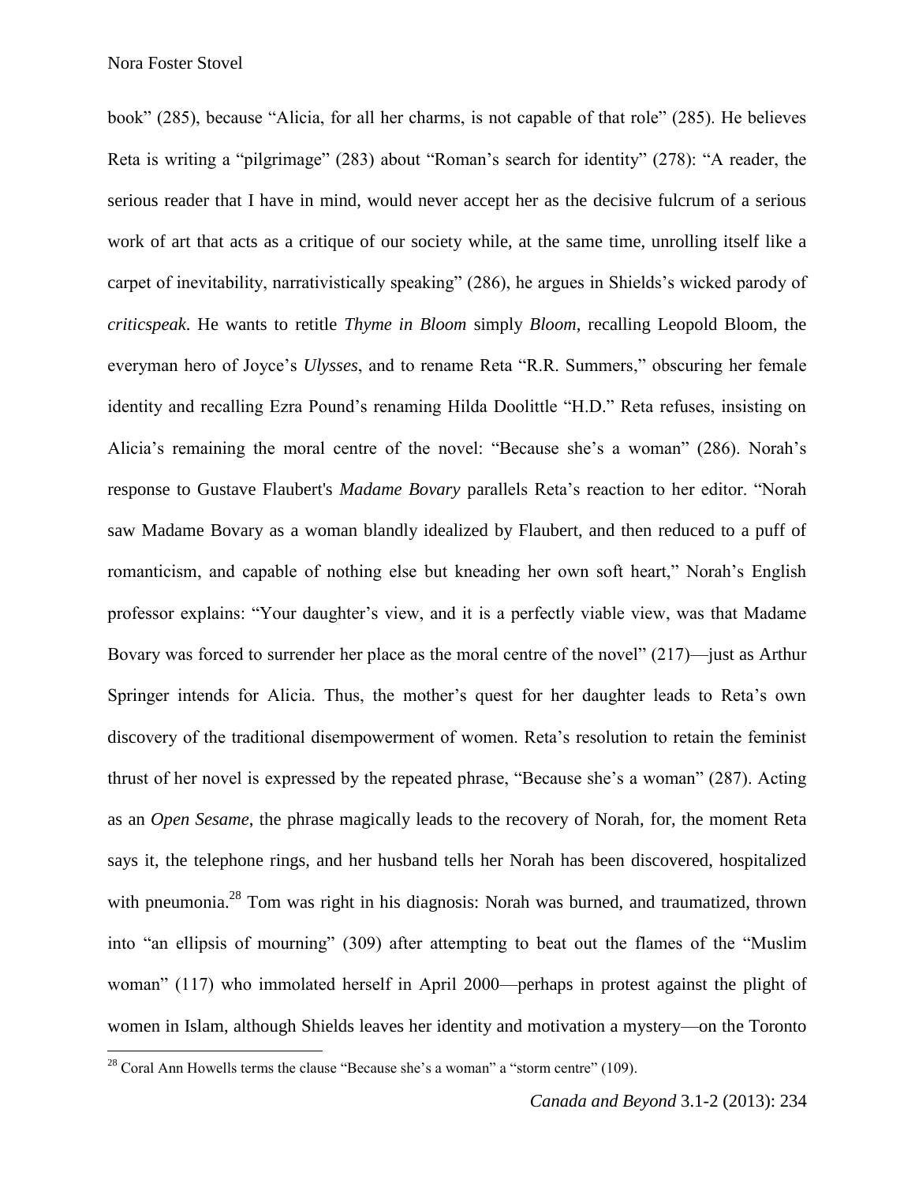book" (285), because "Alicia, for all her charms, is not capable of that role" (285). He believes Reta is writing a "pilgrimage" (283) about "Roman's search for identity" (278): "A reader, the serious reader that I have in mind, would never accept her as the decisive fulcrum of a serious work of art that acts as a critique of our society while, at the same time, unrolling itself like a carpet of inevitability, narrativistically speaking" (286), he argues in Shields's wicked parody of *criticspeak*. He wants to retitle *Thyme in Bloom* simply *Bloom*, recalling Leopold Bloom, the everyman hero of Joyce's *Ulysses*, and to rename Reta "R.R. Summers," obscuring her female identity and recalling Ezra Pound's renaming Hilda Doolittle "H.D." Reta refuses, insisting on Alicia's remaining the moral centre of the novel: "Because she's a woman" (286). Norah's response to Gustave Flaubert's *Madame Bovary* parallels Reta's reaction to her editor. "Norah saw Madame Bovary as a woman blandly idealized by Flaubert, and then reduced to a puff of romanticism, and capable of nothing else but kneading her own soft heart," Norah's English professor explains: "Your daughter's view, and it is a perfectly viable view, was that Madame Bovary was forced to surrender her place as the moral centre of the novel" (217)—just as Arthur Springer intends for Alicia. Thus, the mother's quest for her daughter leads to Reta's own discovery of the traditional disempowerment of women. Reta's resolution to retain the feminist thrust of her novel is expressed by the repeated phrase, "Because she's a woman" (287). Acting as an *Open Sesame*, the phrase magically leads to the recovery of Norah, for, the moment Reta says it, the telephone rings, and her husband tells her Norah has been discovered, hospitalized with pneumonia.[28] Tom was right in his diagnosis: Norah was burned, and traumatized, thrown into "an ellipsis of mourning" (309) after attempting to beat out the flames of the "Muslim woman" (117) who immolated herself in April 2000—perhaps in protest against the plight of women in Islam, although Shields leaves her identity and motivation a mystery—on the Toronto

---

[28] Coral Ann Howells terms the clause "Because she's a woman" a "storm centre" (109).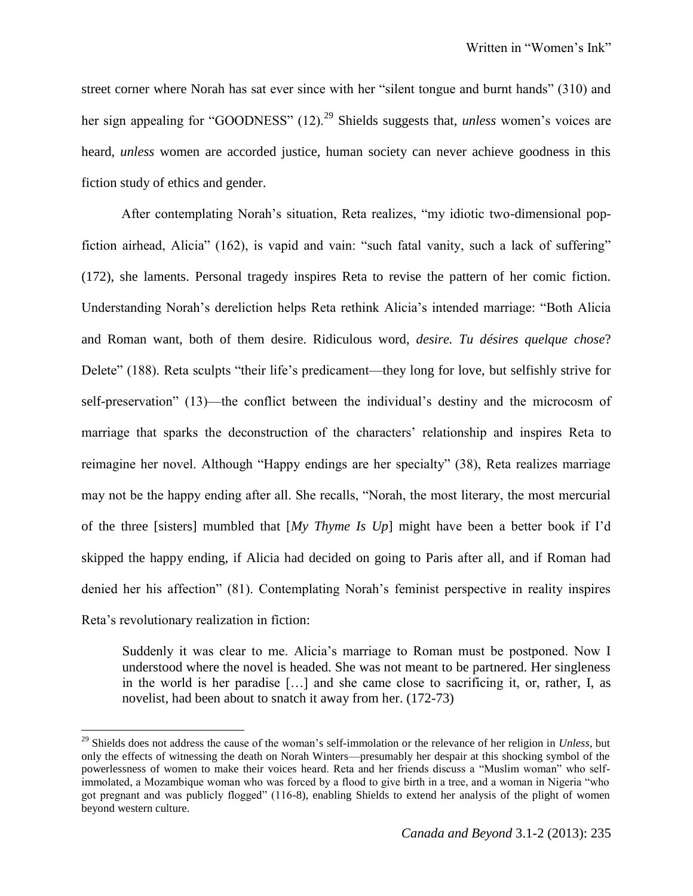street corner where Norah has sat ever since with her "silent tongue and burnt hands" (310) and her sign appealing for "GOODNESS" (12).[29] Shields suggests that, *unless* women's voices are heard, *unless* women are accorded justice, human society can never achieve goodness in this fiction study of ethics and gender.

After contemplating Norah's situation, Reta realizes, "my idiotic two-dimensional pop-fiction airhead, Alicia" (162), is vapid and vain: "such fatal vanity, such a lack of suffering" (172), she laments. Personal tragedy inspires Reta to revise the pattern of her comic fiction. Understanding Norah's dereliction helps Reta rethink Alicia's intended marriage: "Both Alicia and Roman want, both of them desire. Ridiculous word, *desire. Tu désires quelque chose*? Delete" (188). Reta sculpts "their life's predicament—they long for love, but selfishly strive for self-preservation" (13)—the conflict between the individual's destiny and the microcosm of marriage that sparks the deconstruction of the characters' relationship and inspires Reta to reimagine her novel. Although "Happy endings are her specialty" (38), Reta realizes marriage may not be the happy ending after all. She recalls, "Norah, the most literary, the most mercurial of the three [sisters] mumbled that [*My Thyme Is Up*] might have been a better book if I'd skipped the happy ending, if Alicia had decided on going to Paris after all, and if Roman had denied her his affection" (81). Contemplating Norah's feminist perspective in reality inspires Reta's revolutionary realization in fiction:

> Suddenly it was clear to me. Alicia's marriage to Roman must be postponed. Now I understood where the novel is headed. She was not meant to be partnered. Her singleness in the world is her paradise […] and she came close to sacrificing it, or, rather, I, as novelist, had been about to snatch it away from her. (172-73)

---

[29] Shields does not address the cause of the woman's self-immolation or the relevance of her religion in *Unless*, but only the effects of witnessing the death on Norah Winters—presumably her despair at this shocking symbol of the powerlessness of women to make their voices heard. Reta and her friends discuss a "Muslim woman" who self-immolated, a Mozambique woman who was forced by a flood to give birth in a tree, and a woman in Nigeria "who got pregnant and was publicly flogged" (116-8), enabling Shields to extend her analysis of the plight of women beyond western culture.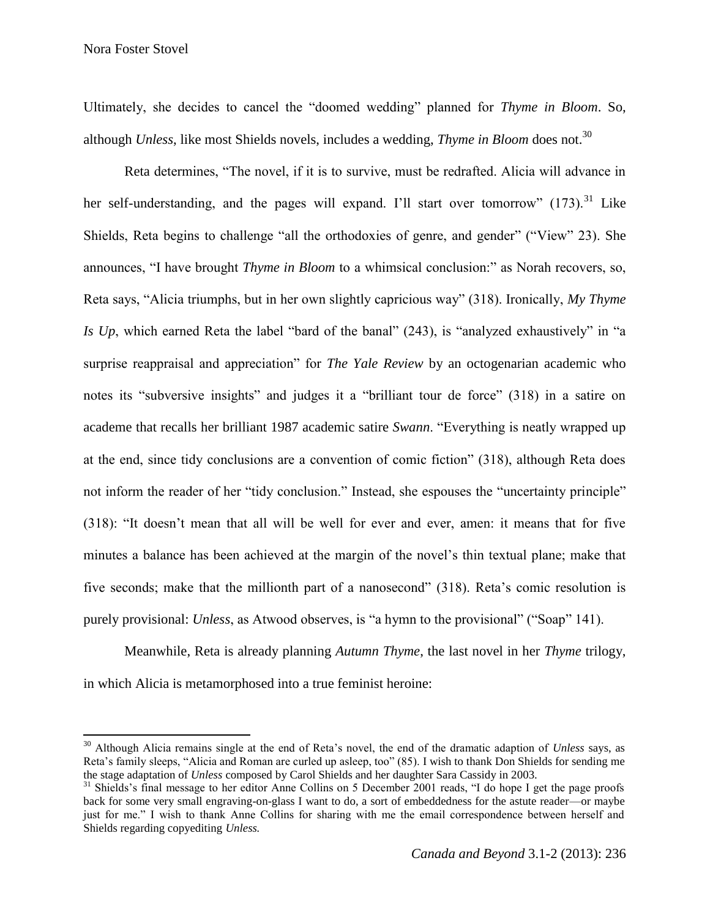Ultimately, she decides to cancel the "doomed wedding" planned for *Thyme in Bloom*. So, although *Unless*, like most Shields novels, includes a wedding, *Thyme in Bloom* does not.[30]

Reta determines, "The novel, if it is to survive, must be redrafted. Alicia will advance in her self-understanding, and the pages will expand. I'll start over tomorrow" (173).[31] Like Shields, Reta begins to challenge "all the orthodoxies of genre, and gender" ("View" 23). She announces, "I have brought *Thyme in Bloom* to a whimsical conclusion:" as Norah recovers, so, Reta says, "Alicia triumphs, but in her own slightly capricious way" (318). Ironically, *My Thyme Is Up*, which earned Reta the label "bard of the banal" (243), is "analyzed exhaustively" in "a surprise reappraisal and appreciation" for *The Yale Review* by an octogenarian academic who notes its "subversive insights" and judges it a "brilliant tour de force" (318) in a satire on academe that recalls her brilliant 1987 academic satire *Swann*. "Everything is neatly wrapped up at the end, since tidy conclusions are a convention of comic fiction" (318), although Reta does not inform the reader of her "tidy conclusion." Instead, she espouses the "uncertainty principle" (318): "It doesn't mean that all will be well for ever and ever, amen: it means that for five minutes a balance has been achieved at the margin of the novel's thin textual plane; make that five seconds; make that the millionth part of a nanosecond" (318). Reta's comic resolution is purely provisional: *Unless*, as Atwood observes, is "a hymn to the provisional" ("Soap" 141).

Meanwhile, Reta is already planning *Autumn Thyme*, the last novel in her *Thyme* trilogy, in which Alicia is metamorphosed into a true feminist heroine:

---

[30] Although Alicia remains single at the end of Reta's novel, the end of the dramatic adaption of *Unless* says, as Reta's family sleeps, "Alicia and Roman are curled up asleep, too" (85). I wish to thank Don Shields for sending me the stage adaptation of *Unless* composed by Carol Shields and her daughter Sara Cassidy in 2003.

[31] Shields's final message to her editor Anne Collins on 5 December 2001 reads, "I do hope I get the page proofs back for some very small engraving-on-glass I want to do, a sort of embeddedness for the astute reader—or maybe just for me." I wish to thank Anne Collins for sharing with me the email correspondence between herself and Shields regarding copyediting *Unless.*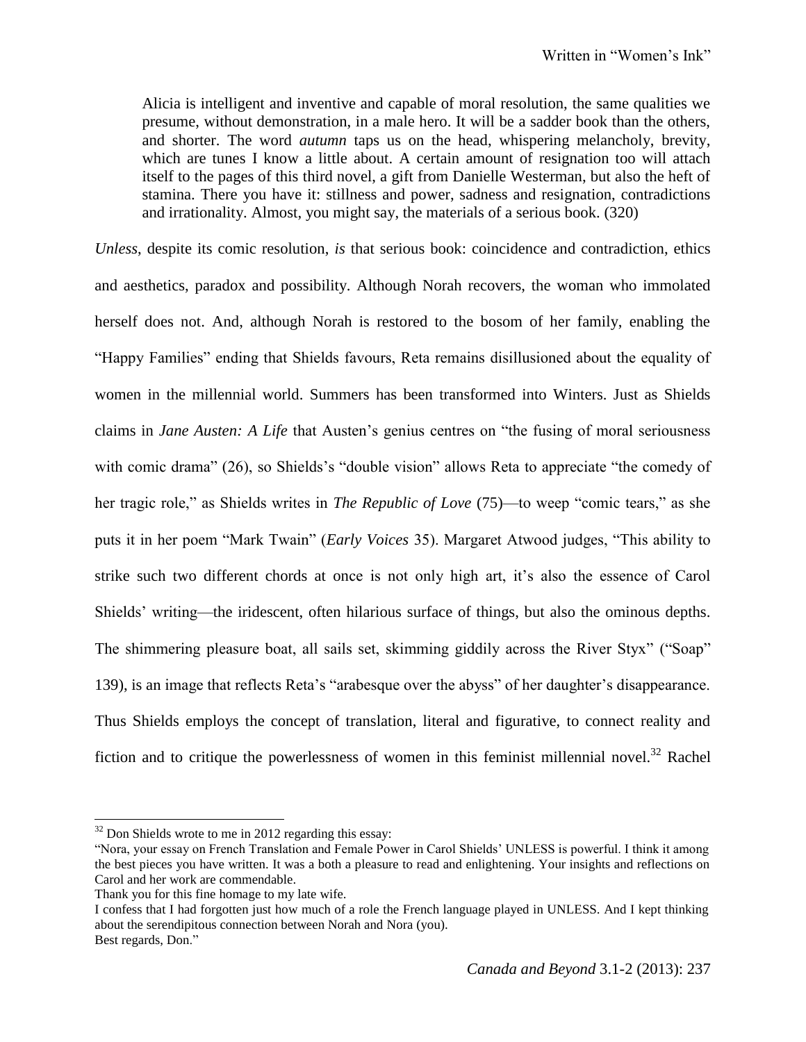> Alicia is intelligent and inventive and capable of moral resolution, the same qualities we presume, without demonstration, in a male hero. It will be a sadder book than the others, and shorter. The word *autumn* taps us on the head, whispering melancholy, brevity, which are tunes I know a little about. A certain amount of resignation too will attach itself to the pages of this third novel, a gift from Danielle Westerman, but also the heft of stamina. There you have it: stillness and power, sadness and resignation, contradictions and irrationality. Almost, you might say, the materials of a serious book. (320)

*Unless*, despite its comic resolution, *is* that serious book: coincidence and contradiction, ethics and aesthetics, paradox and possibility. Although Norah recovers, the woman who immolated herself does not. And, although Norah is restored to the bosom of her family, enabling the "Happy Families" ending that Shields favours, Reta remains disillusioned about the equality of women in the millennial world. Summers has been transformed into Winters. Just as Shields claims in *Jane Austen: A Life* that Austen's genius centres on "the fusing of moral seriousness with comic drama" (26), so Shields's "double vision" allows Reta to appreciate "the comedy of her tragic role," as Shields writes in *The Republic of Love* (75)—to weep "comic tears," as she puts it in her poem "Mark Twain" (*Early Voices* 35). Margaret Atwood judges, "This ability to strike such two different chords at once is not only high art, it's also the essence of Carol Shields' writing—the iridescent, often hilarious surface of things, but also the ominous depths. The shimmering pleasure boat, all sails set, skimming giddily across the River Styx" ("Soap" 139), is an image that reflects Reta's "arabesque over the abyss" of her daughter's disappearance. Thus Shields employs the concept of translation, literal and figurative, to connect reality and fiction and to critique the powerlessness of women in this feminist millennial novel.[32] Rachel

---

[32] Don Shields wrote to me in 2012 regarding this essay:
"Nora, your essay on French Translation and Female Power in Carol Shields' UNLESS is powerful. I think it among the best pieces you have written. It was a both a pleasure to read and enlightening. Your insights and reflections on Carol and her work are commendable.
Thank you for this fine homage to my late wife.
I confess that I had forgotten just how much of a role the French language played in UNLESS. And I kept thinking about the serendipitous connection between Norah and Nora (you).
Best regards, Don."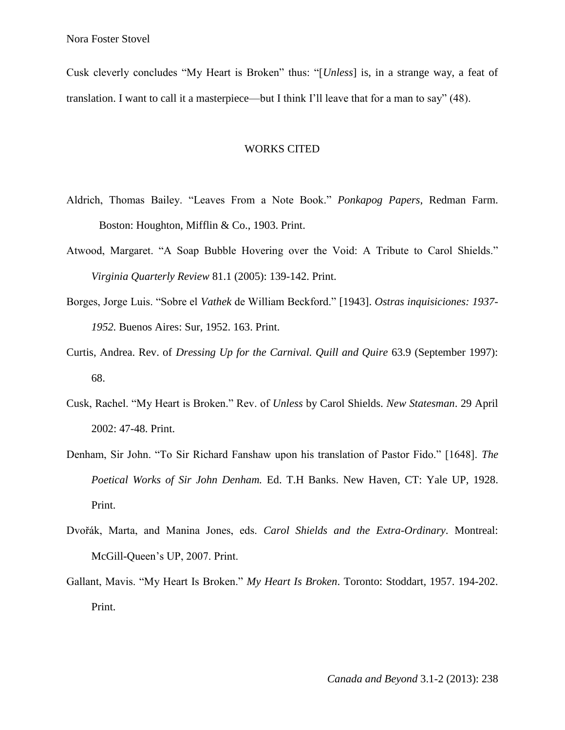Cusk cleverly concludes "My Heart is Broken" thus: "[*Unless*] is, in a strange way, a feat of translation. I want to call it a masterpiece—but I think I'll leave that for a man to say" (48).

## WORKS CITED

Aldrich, Thomas Bailey. "Leaves From a Note Book." *Ponkapog Papers*, Redman Farm. Boston: Houghton, Mifflin & Co., 1903. Print.

Atwood, Margaret. "A Soap Bubble Hovering over the Void: A Tribute to Carol Shields." *Virginia Quarterly Review* 81.1 (2005): 139-142. Print.

Borges, Jorge Luis. "Sobre el *Vathek* de William Beckford." [1943]. *Ostras inquisiciones: 1937-1952.* Buenos Aires: Sur, 1952. 163. Print.

Curtis, Andrea. Rev. of *Dressing Up for the Carnival. Quill and Quire* 63.9 (September 1997): 68.

Cusk, Rachel. "My Heart is Broken." Rev. of *Unless* by Carol Shields. *New Statesman*. 29 April 2002: 47-48. Print.

Denham, Sir John. "To Sir Richard Fanshaw upon his translation of Pastor Fido." [1648]. *The Poetical Works of Sir John Denham.* Ed. T.H Banks. New Haven, CT: Yale UP, 1928. Print.

Dvořák, Marta, and Manina Jones, eds. *Carol Shields and the Extra-Ordinary*. Montreal: McGill-Queen's UP, 2007. Print.

Gallant, Mavis. "My Heart Is Broken." *My Heart Is Broken*. Toronto: Stoddart, 1957. 194-202. Print.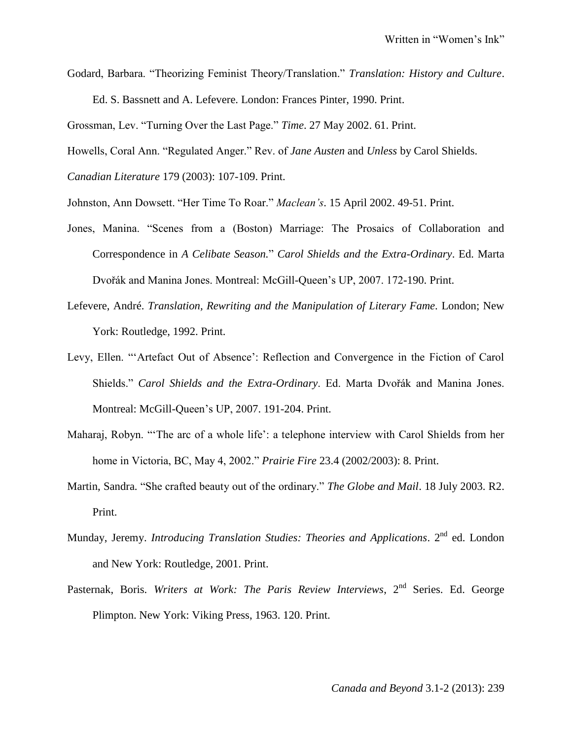Godard, Barbara. "Theorizing Feminist Theory/Translation." *Translation: History and Culture*. Ed. S. Bassnett and A. Lefevere. London: Frances Pinter, 1990. Print.

Grossman, Lev. "Turning Over the Last Page." *Time*. 27 May 2002. 61. Print.

Howells, Coral Ann. "Regulated Anger." Rev. of *Jane Austen* and *Unless* by Carol Shields. *Canadian Literature* 179 (2003): 107-109. Print.

Johnston, Ann Dowsett. "Her Time To Roar." *Maclean's*. 15 April 2002. 49-51. Print.

Jones, Manina. "Scenes from a (Boston) Marriage: The Prosaics of Collaboration and Correspondence in *A Celibate Season.*" *Carol Shields and the Extra-Ordinary*. Ed. Marta Dvořák and Manina Jones. Montreal: McGill-Queen's UP, 2007. 172-190. Print.

Lefevere, André. *Translation, Rewriting and the Manipulation of Literary Fame*. London; New York: Routledge, 1992. Print.

Levy, Ellen. "'Artefact Out of Absence': Reflection and Convergence in the Fiction of Carol Shields." *Carol Shields and the Extra-Ordinary*. Ed. Marta Dvořák and Manina Jones. Montreal: McGill-Queen's UP, 2007. 191-204. Print.

Maharaj, Robyn. "'The arc of a whole life': a telephone interview with Carol Shields from her home in Victoria, BC, May 4, 2002." *Prairie Fire* 23.4 (2002/2003): 8. Print.

Martin, Sandra. "She crafted beauty out of the ordinary." *The Globe and Mail*. 18 July 2003. R2. Print.

Munday, Jeremy. *Introducing Translation Studies: Theories and Applications*. 2nd ed. London and New York: Routledge, 2001. Print.

Pasternak, Boris. *Writers at Work: The Paris Review Interviews*, 2nd Series. Ed. George Plimpton. New York: Viking Press, 1963. 120. Print.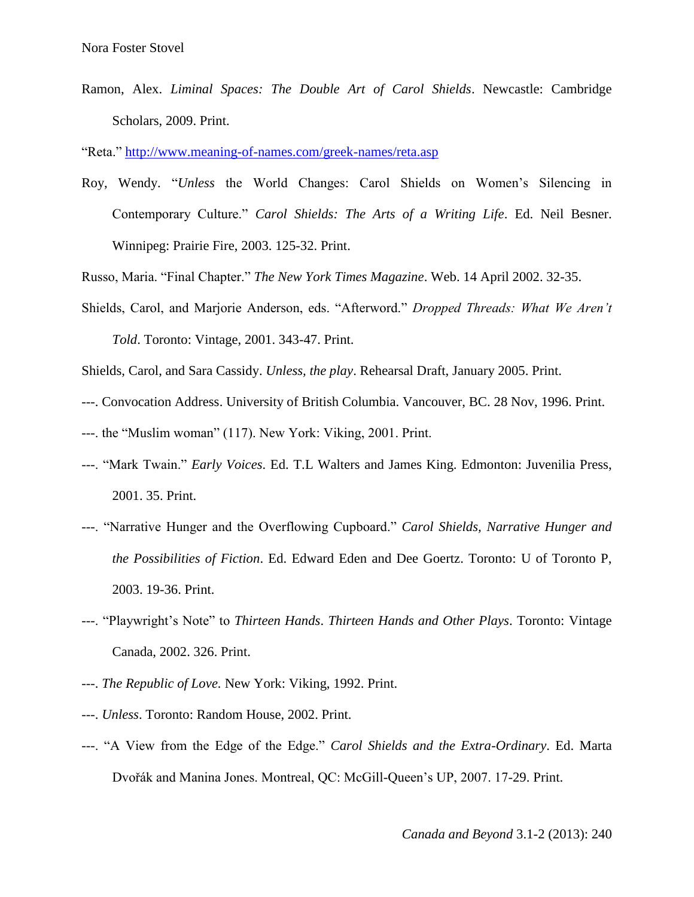Ramon, Alex. *Liminal Spaces: The Double Art of Carol Shields*. Newcastle: Cambridge Scholars, 2009. Print.

"Reta." http://www.meaning-of-names.com/greek-names/reta.asp

Roy, Wendy. "*Unless* the World Changes: Carol Shields on Women's Silencing in Contemporary Culture." *Carol Shields: The Arts of a Writing Life*. Ed. Neil Besner. Winnipeg: Prairie Fire, 2003. 125-32. Print.

Russo, Maria. "Final Chapter." *The New York Times Magazine*. Web. 14 April 2002. 32-35.

Shields, Carol, and Marjorie Anderson, eds. "Afterword." *Dropped Threads: What We Aren't Told*. Toronto: Vintage, 2001. 343-47. Print.

Shields, Carol, and Sara Cassidy. *Unless, the play*. Rehearsal Draft, January 2005. Print.

---. Convocation Address. University of British Columbia. Vancouver, BC. 28 Nov, 1996. Print.

---. the "Muslim woman" (117). New York: Viking, 2001. Print.

---. "Mark Twain." *Early Voices*. Ed. T.L Walters and James King. Edmonton: Juvenilia Press, 2001. 35. Print.

---. "Narrative Hunger and the Overflowing Cupboard." *Carol Shields, Narrative Hunger and the Possibilities of Fiction*. Ed. Edward Eden and Dee Goertz. Toronto: U of Toronto P, 2003. 19-36. Print.

---. "Playwright's Note" to *Thirteen Hands*. *Thirteen Hands and Other Plays*. Toronto: Vintage Canada, 2002. 326. Print.

---. *The Republic of Love*. New York: Viking, 1992. Print.

---. *Unless*. Toronto: Random House, 2002. Print.

---. "A View from the Edge of the Edge." *Carol Shields and the Extra-Ordinary*. Ed. Marta Dvořák and Manina Jones. Montreal, QC: McGill-Queen's UP, 2007. 17-29. Print.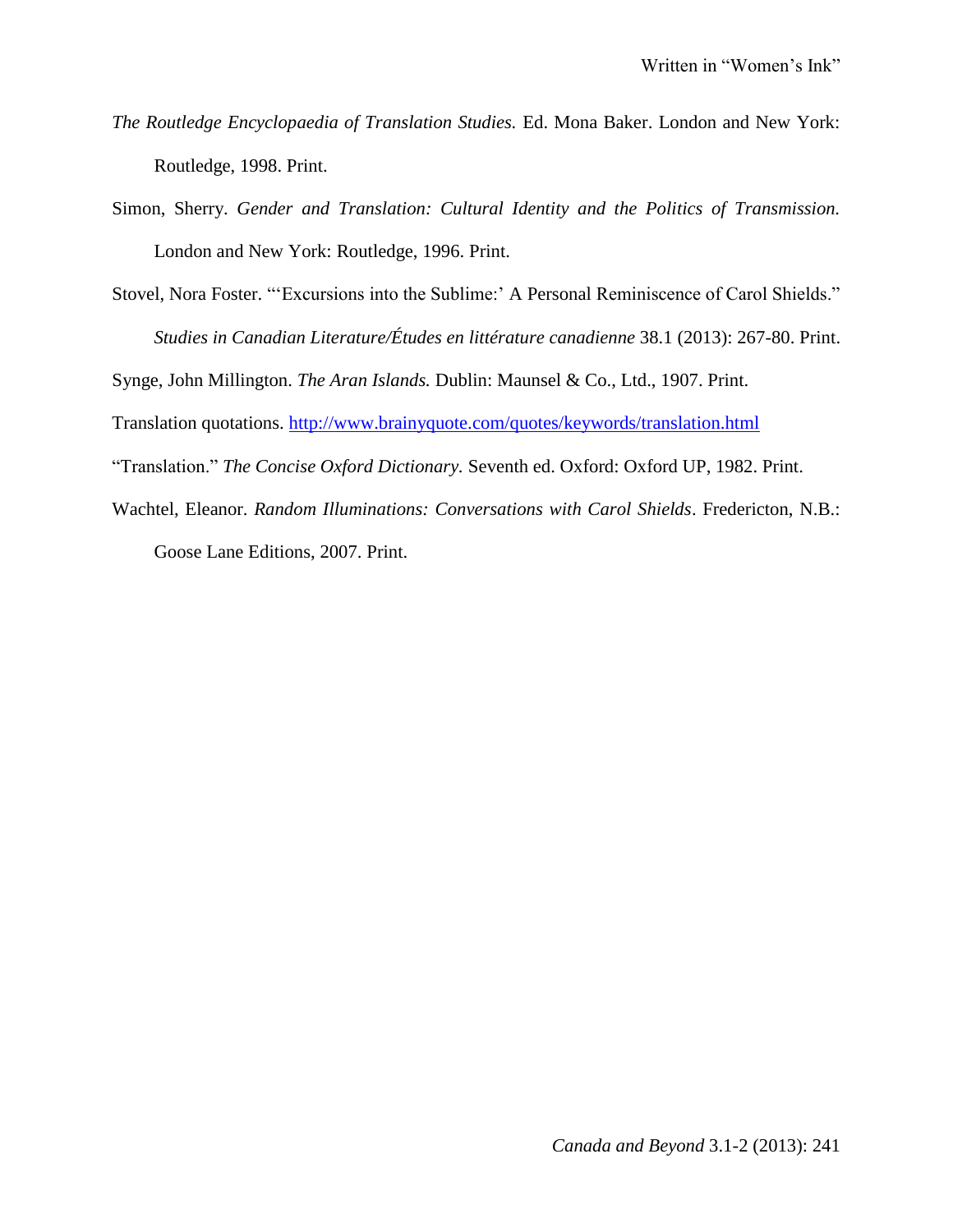*The Routledge Encyclopaedia of Translation Studies.* Ed. Mona Baker. London and New York: Routledge, 1998. Print.

Simon, Sherry. *Gender and Translation: Cultural Identity and the Politics of Transmission.* London and New York: Routledge, 1996. Print.

Stovel, Nora Foster. "'Excursions into the Sublime:' A Personal Reminiscence of Carol Shields." *Studies in Canadian Literature/Études en littérature canadienne* 38.1 (2013): 267-80. Print.

Synge, John Millington. *The Aran Islands.* Dublin: Maunsel & Co., Ltd., 1907. Print.

Translation quotations. http://www.brainyquote.com/quotes/keywords/translation.html

"Translation." *The Concise Oxford Dictionary.* Seventh ed. Oxford: Oxford UP, 1982. Print.

Wachtel, Eleanor. *Random Illuminations: Conversations with Carol Shields*. Fredericton, N.B.: Goose Lane Editions, 2007. Print.